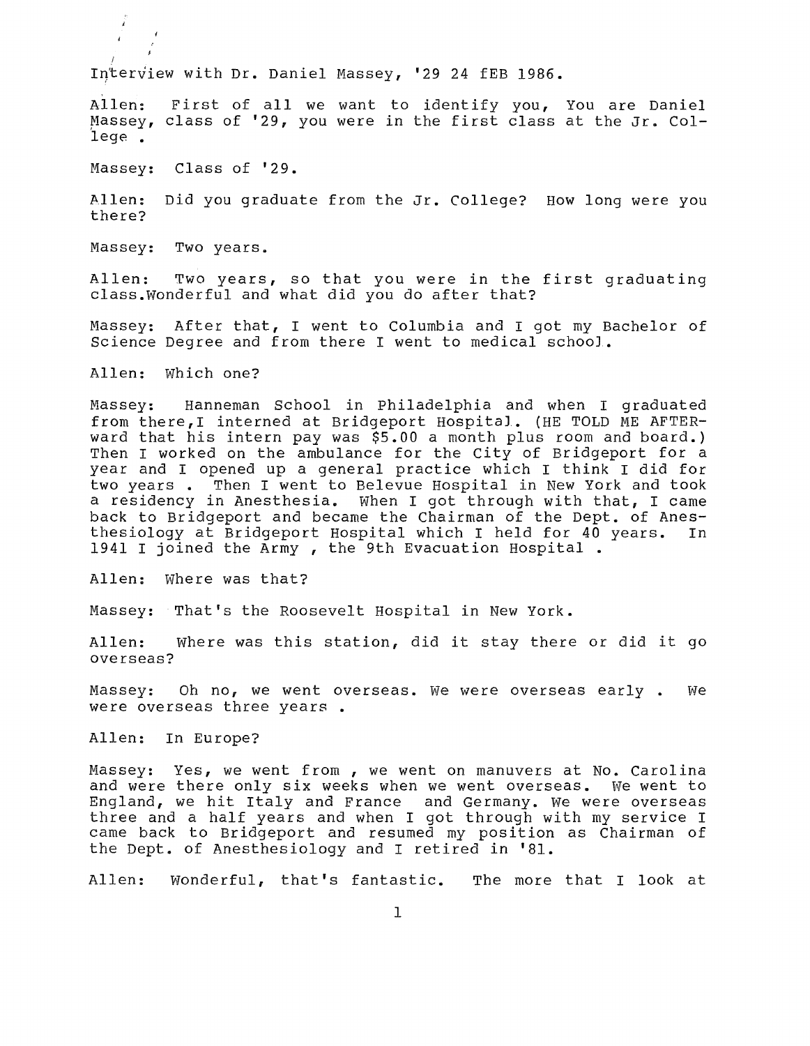Interview with Dr. Daniel Massey, '29 24 fEB 1986.

Allen: First of all we want to identify you, You are Daniel Massey, class of '29, you were in the first class at the Jr. College .

Massey: Class of '29.

Allen: Did you graduate from the Jr. College? How long were you there?

Massey: Two years.

Allen: Two years, so that you were in the first graduating class.Wonderful and what did you do after that?

Massey: After that, I went to Columbia and I got my Bachelor of Science Degree and from there I went to medical school.

Allen: Which one?

Massey: Hanneman School in Philadelphia and when I graduated from there,I interned at Bridgeport Hospital. (HE TOLD ME AFTERward that his intern pay was $5.00 a month plus room and board.) Then I worked on the ambulance for the City of Bridgeport for a year and I opened up a general practice which I think I did for two years . Then I went to Belevue Hospital in New York and took a residency in Anesthesia. When I got through with that, I came back to Bridgeport and became the Chairman of the Dept. of Anesthesiology at Bridgeport Hospital which I held for 40 years. In 1941 I joined the Army , the 9th Evacuation Hospital .

Allen: Where was that?

Massey: That's the Roosevelt Hospital in New York.

Allen: Where was this station, did it stay there or did it go overseas?

Massey: Oh no, we went overseas. We were overseas early . We were overseas three years .

Allen: In Europe?

Massey: Yes, we went from , we went on manuvers at No. Carolina and were there only six weeks when we went overseas. We went to England, we hit Italy and France and Germany. We were overseas three and a half years and when I got through with my service I came back to Bridgeport and resumed my position as Chairman of the Dept. of Anesthesiology and I retired in '81.

Allen: Wonderful, that's fantastic. The more that I look at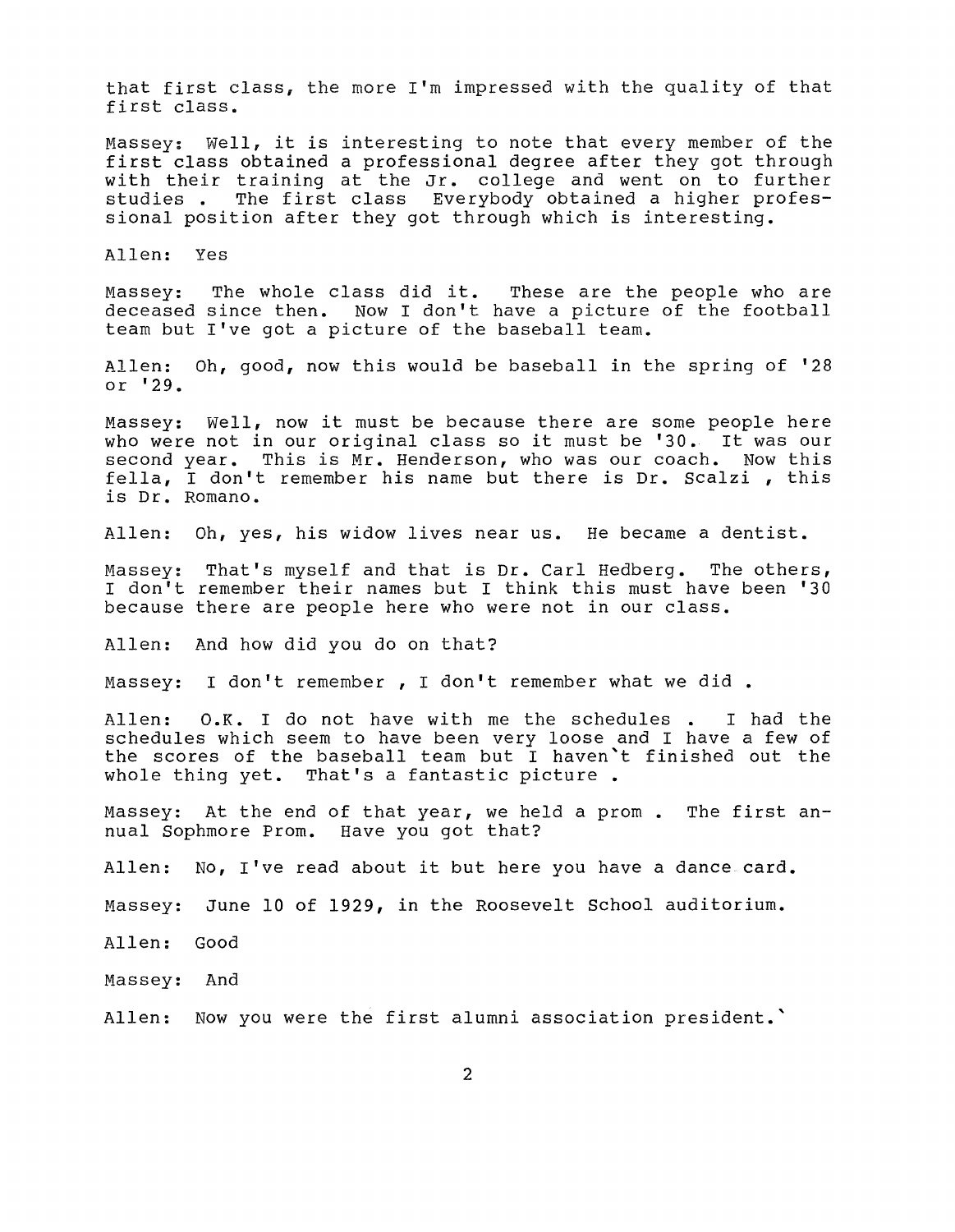that first class, the more I'm impressed with the quality of that first class.

Massey: Well, it is interesting to note that every member of the first class obtained a professional degree after they got through with their training at the Jr. college and went on to further studies . The first class Everybody obtained a higher professional position after they got through which is interesting.

Allen: Yes

Massey: The whole class did it. These are the people who are deceased since then. Now I don't have a picture of the football team but I've got a picture of the baseball team.

Allen: Oh, good, now this would be baseball in the spring of '28 or '29.

Massey: Well, now it must be because there are some people here who were not in our original class so it must be '30. It was our second year. This is Mr. Henderson, who was our coach. Now this fella, I don't remember his name but there is Dr. Scalzi , this is Dr. Romano.

Allen: Oh, yes, his widow lives near us. He became a dentist.

Massey: That's myself and that is Dr. Carl Hedberg. The others, I don't remember their names but I think this must have been '30 because there are people here who were not in our class.

Allen: And how did you do on that?

Massey: I don't remember , I don't remember what we did .

Allen: O.K. I do not have with me the schedules . I had the schedules which seem to have been very loose and I have a few of the scores of the baseball team but I haven't finished out the whole thing yet. That's a fantastic picture .

Massey: At the end of that year, we held a prom . The first annual Sophmore Prom. Have you got that?

Allen: No, I've read about it but here you have a dance card.

Massey: June 10 of 1929, in the Roosevelt School auditorium.

Allen: Good

Massey: And

Allen: Now you were the first alumni association president.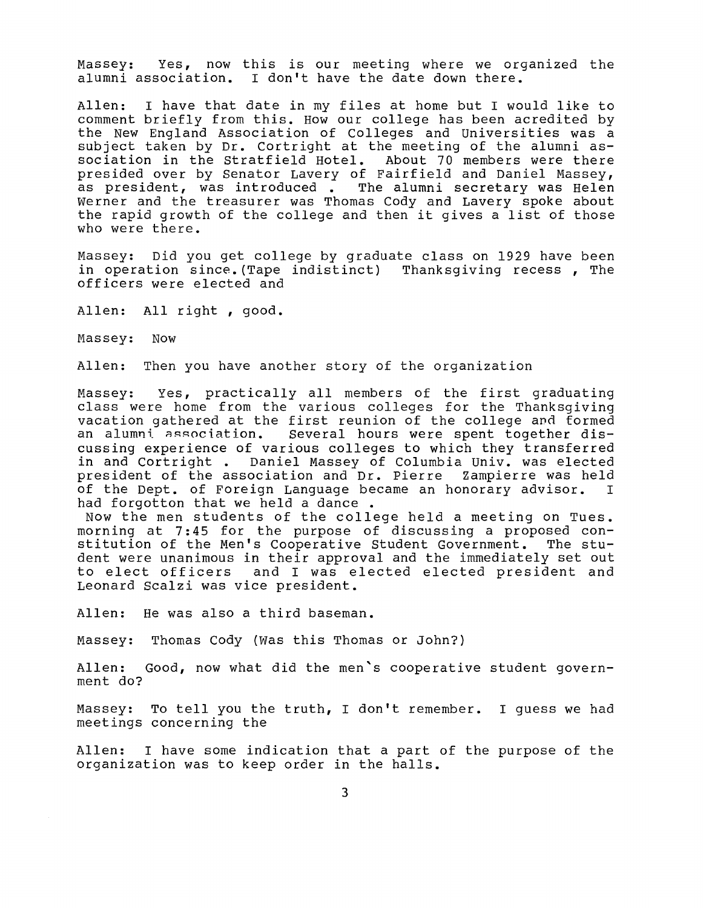Massey: Yes, now this is our meeting where we organized the alumni association. I don't have the date down there.

Allen: I have that date in my files at home but I would like to comment briefly from this. How our college has been acredited by the New England Association of Colleges and Universities was a subject taken by Dr. Cortright at the meeting of the alumni association in the Stratfield Hotel. About 70 members were there presided over by Senator Lavery of Fairfield and Daniel Massey, as president, was introduced . The alumni secretary was Helen Werner and the treasurer was Thomas Cody and Lavery spoke about the rapid growth of the college and then it gives a list of those who were there.

Massey: Did you get college by graduate class on 1929 have been in operation since.(Tape indistinct) Thanksgiving recess , The officers were elected and

Allen: All right , good.

Massey: Now

Allen: Then you have another story of the organization

Massey: Yes, practically all members of the first graduating class were home from the various colleges for the Thanksgiving vacation gathered at the first reunion of the college and formed an alumni association. Several hours were spent together discussing experience of various colleges to which they transferred in and Cortright . Daniel Massey of Columbia Univ. was elected president of the association and Dr. Pierre Zampierre was held of the Dept. of Foreign Language became an honorary advisor. I had forgotton that we held a dance .

Now the men students of the college held a meeting on Tues. morning at 7:45 for the purpose of discussing a proposed constitution of the Men's Cooperative Student Government. The student were unanimous in their approval and the immediately set out to elect officers and I was elected elected president and Leonard Scalzi was vice president.

Allen: He was also a third baseman.

Massey: Thomas Cody (Was this Thomas or John?)

Allen: Good, now what did the men's cooperative student government do?

Massey: To tell you the truth, I don't remember. I guess we had meetings concerning the

Allen: I have some indication that a part of the purpose of the organization was to keep order in the halls.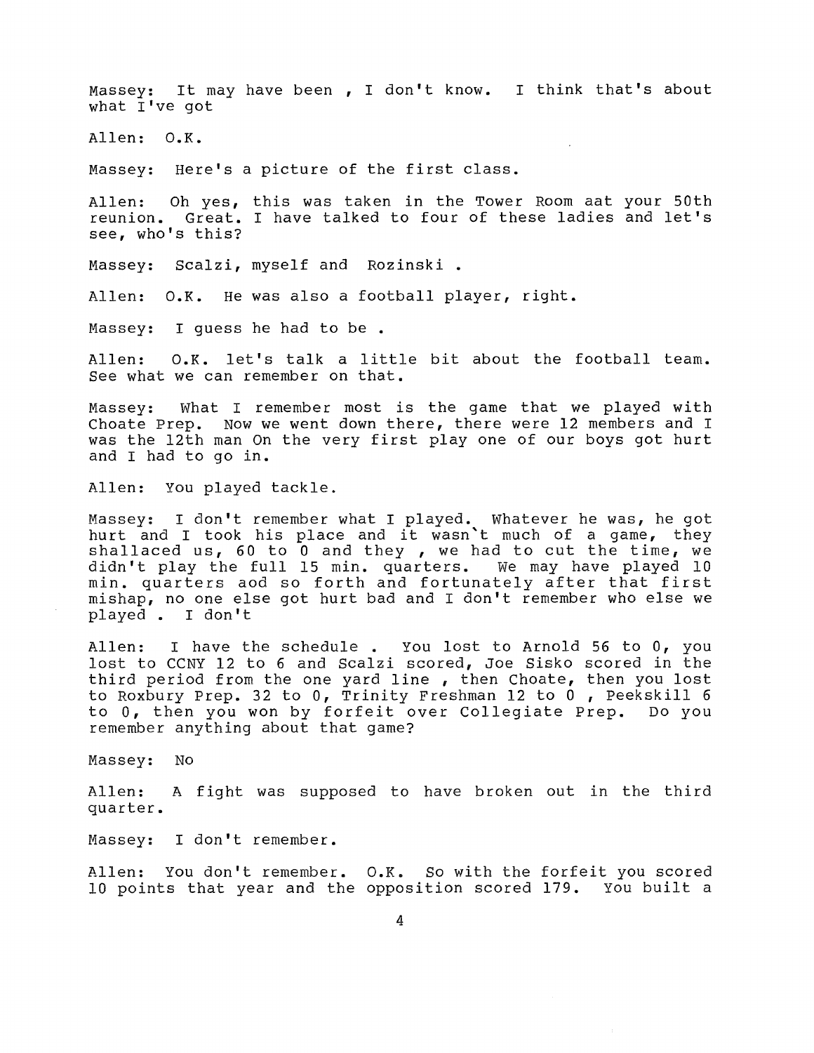Massey: It may have been , I don't know. I think that's about what I've got

Allen: O.K.

Massey: Here's a picture of the first class.

Allen: Oh yes, this was taken in the Tower Room aat your 50th reunion. Great. I have talked to four of these ladies and let's see, who's this?

Massey: Scalzi, myself and Rozinski .

Allen: O.K. He was also a football player, right.

Massey: I guess he had to be .

Allen: O.K. let's talk a little bit about the football team. See what we can remember on that.

Massey: What I remember most is the game that we played with Choate Prep. Now we went down there, there were 12 members and I was the 12th man On the very first play one of our boys got hurt and I had to go in.

Allen: You played tackle.

Massey: I don't remember what I played. Whatever he was, he got hurt and I took his place and it wasn't much of a game, they shallaced us, 60 to 0 and they , we had to cut the time, we didn't play the full 15 min. quarters. We may have played 10 min. quarters aod so forth and fortunately after that first mishap, no one else got hurt bad and I don't remember who else we played . I don't

Allen: I have the schedule . You lost to Arnold 56 to 0, you lost to CCNY 12 to 6 and Scalzi scored, Joe Sisko scored in the third period from the one yard line , then Choate, then you lost to Roxbury Prep. 32 to 0, Trinity Freshman 12 to 0 , Peekskill 6 to 0, then you won by forfeit over Collegiate Prep. Do you remember anything about that game?

Massey: No

Allen: A fight was supposed to have broken out in the third quarter.

Massey: I don't remember.

Allen: You don't remember. O.K. So with the forfeit you scored 10 points that year and the opposition scored 179. You built a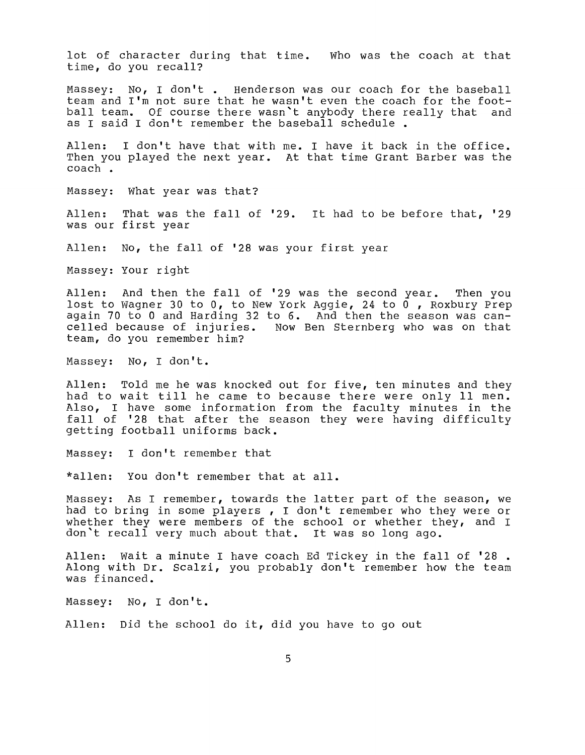lot of character during that time. Who was the coach at that time, do you recall?

Massey: No, I don't . Henderson was our coach for the baseball team and I'm not sure that he wasn't even the coach for the football team. Of course there wasn`t anybody there really that and as I said I don't remember the baseball schedule .

Allen: I don't have that with me. I have it back in the office. Then you played the next year. At that time Grant Barber was the coach .

Massey: What year was that?

Allen: That was the fall of '29. It had to be before that, '29 was our first year

Allen: No, the fall of '28 was your first year

Massey: Your right

Allen: And then the fall of '29 was the second year. Then you lost to Wagner 30 to 0, to New York Aggie, 24 to 0 , Roxbury Prep again 70 to 0 and Harding 32 to 6. And then the season was cancelled because of injuries. Now Ben Sternberg who was on that team, do you remember him?

Massey: No, I don't.

Allen: Told me he was knocked out for five, ten minutes and they had to wait till he came to because there were only 11 men. Also, I have some information from the faculty minutes in the fall of '28 that after the season they were having difficulty getting football uniforms back.

Massey: I don't remember that

*allen: You don't remember that at all.

Massey: As I remember, towards the latter part of the season, we had to bring in some players , I don't remember who they were or whether they were members of the school or whether they, and I don`t recall very much about that. It was so long ago.

Allen: Wait a minute I have coach Ed Tickey in the fall of '28 . Along with Dr. Scalzi, you probably don't remember how the team was financed.

Massey: No, I don't.

Allen: Did the school do it, did you have to go out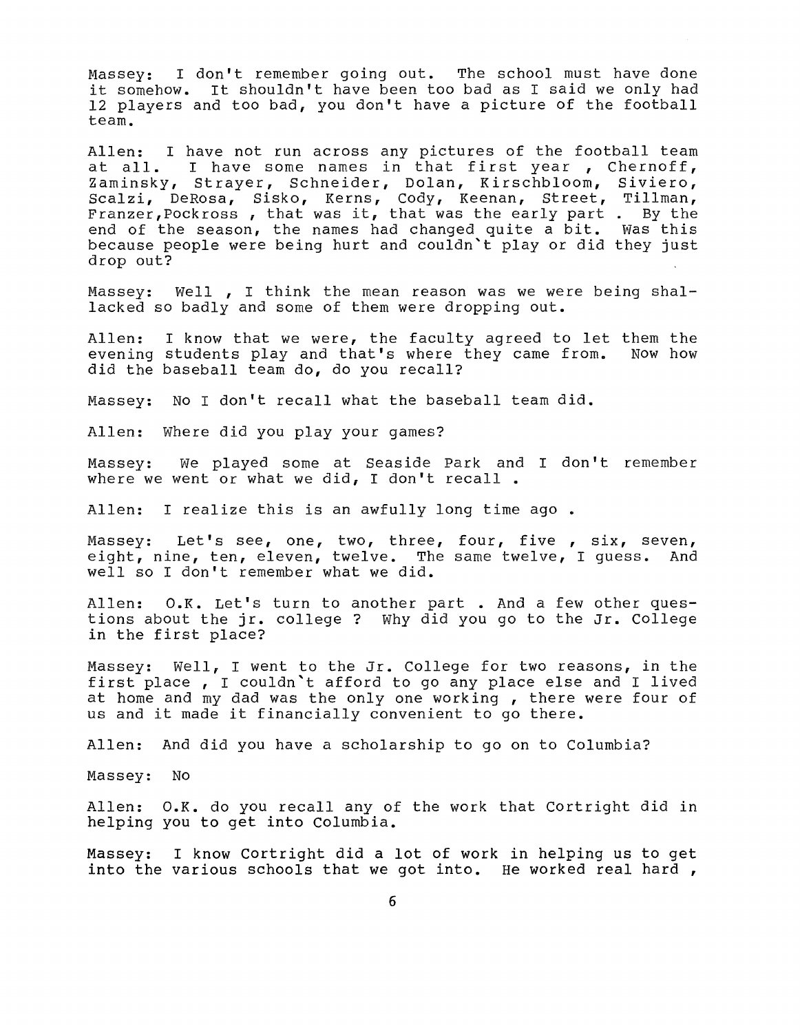Massey: I don't remember going out. The school must have done it somehow. It shouldn't have been too bad as I said we only had 12 players and too bad, you don't have a picture of the football team.

Allen: I have not run across any pictures of the football team at all. I have some names in that first year , Chernoff, Zaminsky, Strayer, Schneider, Dolan, Kirschbloom, Siviero, Scalzi, DeRosa, Sisko, Kerns, Cody, Keenan, Street, Tillman, Franzer,Pockross , that was it, that was the early part . By the end of the season, the names had changed quite a bit. Was this because people were being hurt and couldn't play or did they just drop out?

Massey: Well , I think the mean reason was we were being shal-lacked so badly and some of them were dropping out.

Allen: I know that we were, the faculty agreed to let them the evening students play and that's where they came from. Now how did the baseball team do, do you recall?

Massey: No I don't recall what the baseball team did.

Allen: Where did you play your games?

Massey: We played some at Seaside Park and I don't remember where we went or what we did, I don't recall .

Allen: I realize this is an awfully long time ago .

Massey: Let's see, one, two, three, four, five , six, seven, eight, nine, ten, eleven, twelve. The same twelve, I guess. And well so I don't remember what we did.

Allen: O.K. Let's turn to another part . And a few other ques-tions about the jr. college ? Why did you go to the Jr. College in the first place?

Massey: Well, I went to the Jr. College for two reasons, in the first place , I couldn't afford to go any place else and I lived at home and my dad was the only one working , there were four of us and it made it financially convenient to go there.

Allen: And did you have a scholarship to go on to Columbia?

Massey: No

Allen: O.K. do you recall any of the work that Cortright did in helping you to get into Columbia.

Massey: I know Cortright did a lot of work in helping us to get into the various schools that we got into. He worked real hard ,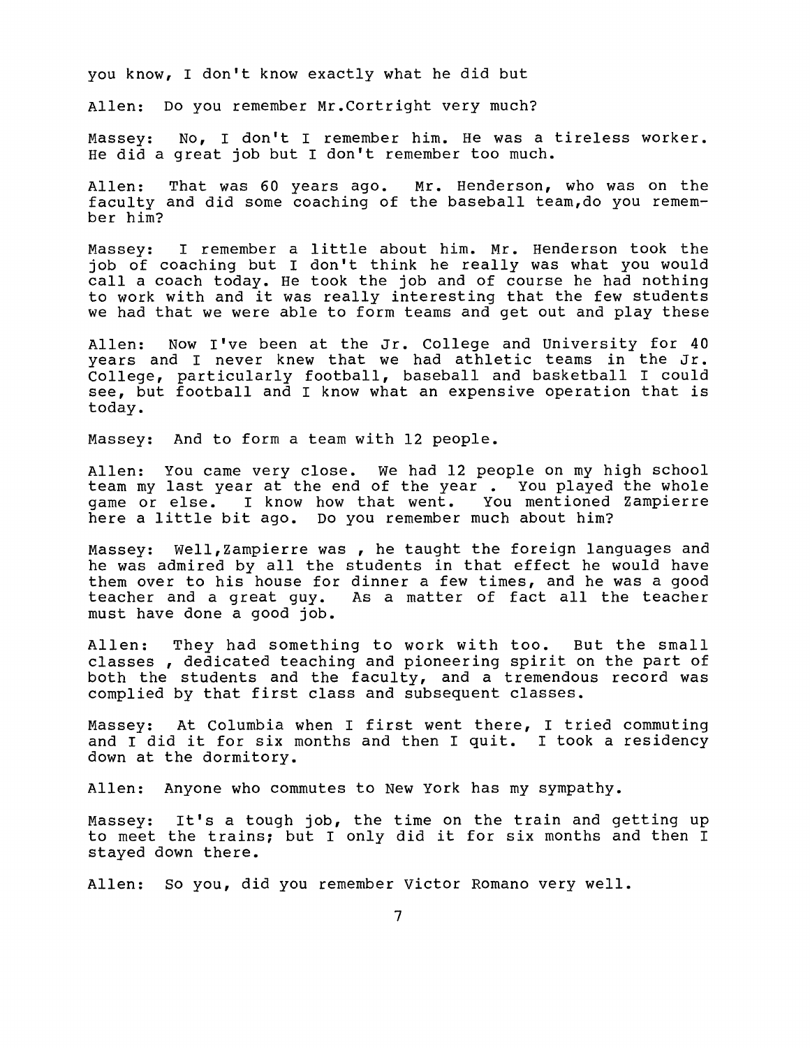you know, I don't know exactly what he did but

Allen: Do you remember Mr.Cortright very much?

Massey: No, I don't I remember him. He was a tireless worker. He did a great job but I don't remember too much.

Allen: That was 60 years ago. Mr. Henderson, who was on the faculty and did some coaching of the baseball team,do you remember him?

Massey: I remember a little about him. Mr. Henderson took the job of coaching but I don't think he really was what you would call a coach today. He took the job and of course he had nothing to work with and it was really interesting that the few students we had that we were able to form teams and get out and play these

Allen: Now I've been at the Jr. College and University for 40 years and I never knew that we had athletic teams in the Jr. College, particularly football, baseball and basketball I could see, but football and I know what an expensive operation that is today.

Massey: And to form a team with 12 people.

Allen: You came very close. We had 12 people on my high school team my last year at the end of the year . You played the whole game or else. I know how that went. You mentioned Zampierre here a little bit ago. Do you remember much about him?

Massey: Well,Zampierre was , he taught the foreign languages and he was admired by all the students in that effect he would have them over to his house for dinner a few times, and he was a good teacher and a great guy. As a matter of fact all the teacher must have done a good job.

Allen: They had something to work with too. But the small classes , dedicated teaching and pioneering spirit on the part of both the students and the faculty, and a tremendous record was complied by that first class and subsequent classes.

Massey: At Columbia when I first went there, I tried commuting and I did it for six months and then I quit. I took a residency down at the dormitory.

Allen: Anyone who commutes to New York has my sympathy.

Massey: It's a tough job, the time on the train and getting up to meet the trains; but I only did it for six months and then I stayed down there.

Allen: So you, did you remember Victor Romano very well.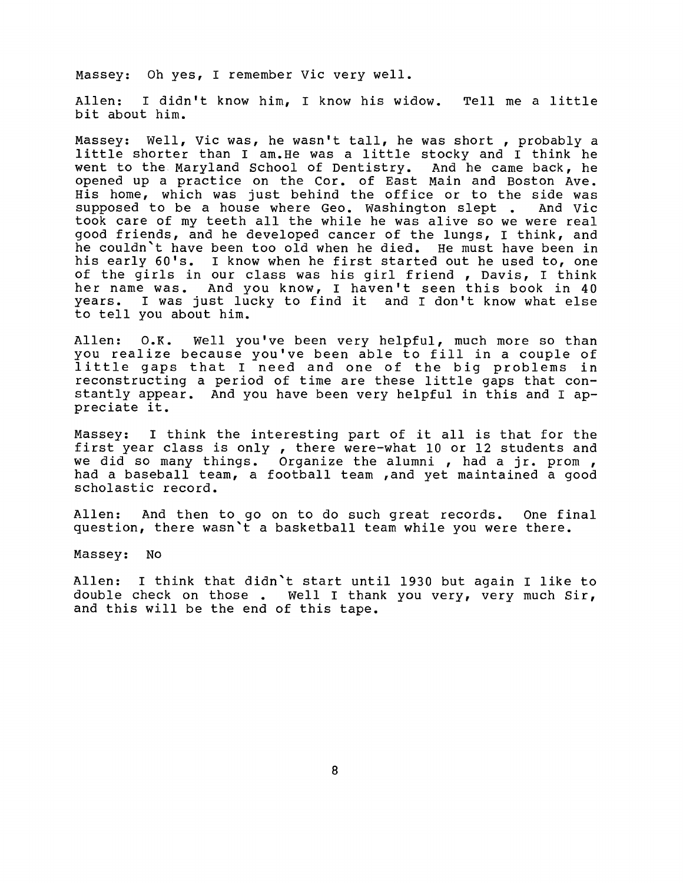Massey: Oh yes, I remember Vic very well.

Allen: I didn't know him, I know his widow. Tell me a little bit about him.

Massey: Well, Vic was, he wasn't tall, he was short , probably a little shorter than I am.He was a little stocky and I think he went to the Maryland School of Dentistry. And he came back, he opened up a practice on the Cor. of East Main and Boston Ave. His home, which was just behind the office or to the side was supposed to be a house where Geo. Washington slept . And Vic took care of my teeth all the while he was alive so we were real good friends, and he developed cancer of the lungs, I think, and he couldn't have been too old when he died. He must have been in his early 60's. I know when he first started out he used to, one of the girls in our class was his girl friend , Davis, I think her name was. And you know, I haven't seen this book in 40 years. I was just lucky to find it and I don't know what else to tell you about him.

Allen: O.K. Well you've been very helpful, much more so than you realize because you've been able to fill in a couple of little gaps that I need and one of the big problems in reconstructing a period of time are these little gaps that constantly appear. And you have been very helpful in this and I appreciate it.

Massey: I think the interesting part of it all is that for the first year class is only , there were-what 10 or 12 students and we did so many things. Organize the alumni , had a jr. prom , had a baseball team, a football team ,and yet maintained a good scholastic record.

Allen: And then to go on to do such great records. One final question, there wasn't a basketball team while you were there.

Massey: No

Allen: I think that didn't start until 1930 but again I like to double check on those . Well I thank you very, very much Sir, and this will be the end of this tape.